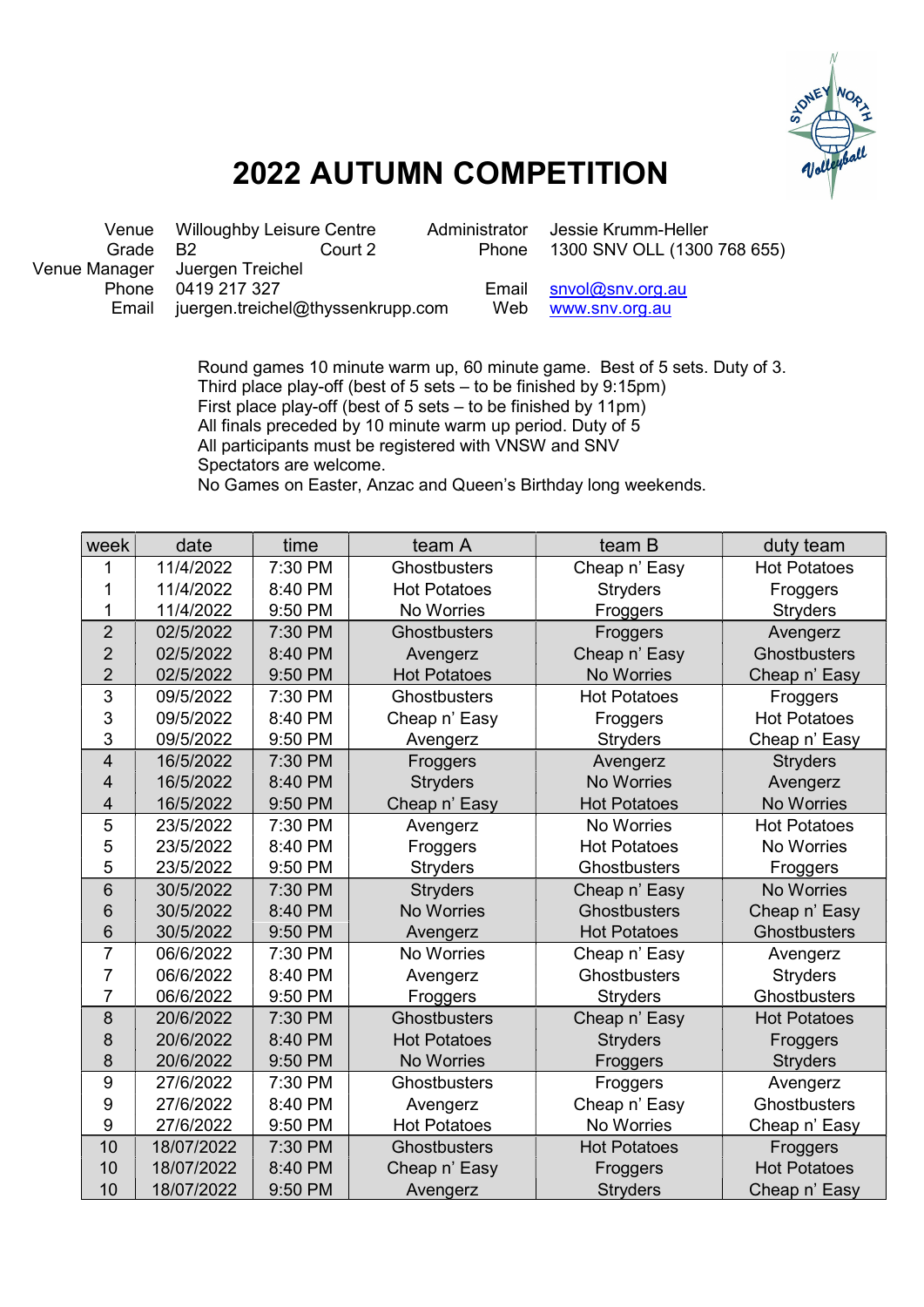# 2022 AUTUMN COMPETITION

Venue: Willoughby Leisure Centre
Grade: B2 Court 2
Venue Manager: Juergen Treichel
Phone: 0419 217 327
Email: juergen.treichel@thyssenkrupp.com

Administrator: Jessie Krumm-Heller
Phone: 1300 SNV OLL (1300 768 655)
Email: snvol@snv.org.au
Web: www.snv.org.au

Round games 10 minute warm up, 60 minute game. Best of 5 sets. Duty of 3.
Third place play-off (best of 5 sets – to be finished by 9:15pm)
First place play-off (best of 5 sets – to be finished by 11pm)
All finals preceded by 10 minute warm up period. Duty of 5
All participants must be registered with VNSW and SNV
Spectators are welcome.
No Games on Easter, Anzac and Queen's Birthday long weekends.

| week | date | time | team A | team B | duty team |
|---|---|---|---|---|---|
| 1 | 11/4/2022 | 7:30 PM | Ghostbusters | Cheap n' Easy | Hot Potatoes |
| 1 | 11/4/2022 | 8:40 PM | Hot Potatoes | Stryders | Froggers |
| 1 | 11/4/2022 | 9:50 PM | No Worries | Froggers | Stryders |
| 2 | 02/5/2022 | 7:30 PM | Ghostbusters | Froggers | Avengerz |
| 2 | 02/5/2022 | 8:40 PM | Avengerz | Cheap n' Easy | Ghostbusters |
| 2 | 02/5/2022 | 9:50 PM | Hot Potatoes | No Worries | Cheap n' Easy |
| 3 | 09/5/2022 | 7:30 PM | Ghostbusters | Hot Potatoes | Froggers |
| 3 | 09/5/2022 | 8:40 PM | Cheap n' Easy | Froggers | Hot Potatoes |
| 3 | 09/5/2022 | 9:50 PM | Avengerz | Stryders | Cheap n' Easy |
| 4 | 16/5/2022 | 7:30 PM | Froggers | Avengerz | Stryders |
| 4 | 16/5/2022 | 8:40 PM | Stryders | No Worries | Avengerz |
| 4 | 16/5/2022 | 9:50 PM | Cheap n' Easy | Hot Potatoes | No Worries |
| 5 | 23/5/2022 | 7:30 PM | Avengerz | No Worries | Hot Potatoes |
| 5 | 23/5/2022 | 8:40 PM | Froggers | Hot Potatoes | No Worries |
| 5 | 23/5/2022 | 9:50 PM | Stryders | Ghostbusters | Froggers |
| 6 | 30/5/2022 | 7:30 PM | Stryders | Cheap n' Easy | No Worries |
| 6 | 30/5/2022 | 8:40 PM | No Worries | Ghostbusters | Cheap n' Easy |
| 6 | 30/5/2022 | 9:50 PM | Avengerz | Hot Potatoes | Ghostbusters |
| 7 | 06/6/2022 | 7:30 PM | No Worries | Cheap n' Easy | Avengerz |
| 7 | 06/6/2022 | 8:40 PM | Avengerz | Ghostbusters | Stryders |
| 7 | 06/6/2022 | 9:50 PM | Froggers | Stryders | Ghostbusters |
| 8 | 20/6/2022 | 7:30 PM | Ghostbusters | Cheap n' Easy | Hot Potatoes |
| 8 | 20/6/2022 | 8:40 PM | Hot Potatoes | Stryders | Froggers |
| 8 | 20/6/2022 | 9:50 PM | No Worries | Froggers | Stryders |
| 9 | 27/6/2022 | 7:30 PM | Ghostbusters | Froggers | Avengerz |
| 9 | 27/6/2022 | 8:40 PM | Avengerz | Cheap n' Easy | Ghostbusters |
| 9 | 27/6/2022 | 9:50 PM | Hot Potatoes | No Worries | Cheap n' Easy |
| 10 | 18/07/2022 | 7:30 PM | Ghostbusters | Hot Potatoes | Froggers |
| 10 | 18/07/2022 | 8:40 PM | Cheap n' Easy | Froggers | Hot Potatoes |
| 10 | 18/07/2022 | 9:50 PM | Avengerz | Stryders | Cheap n' Easy |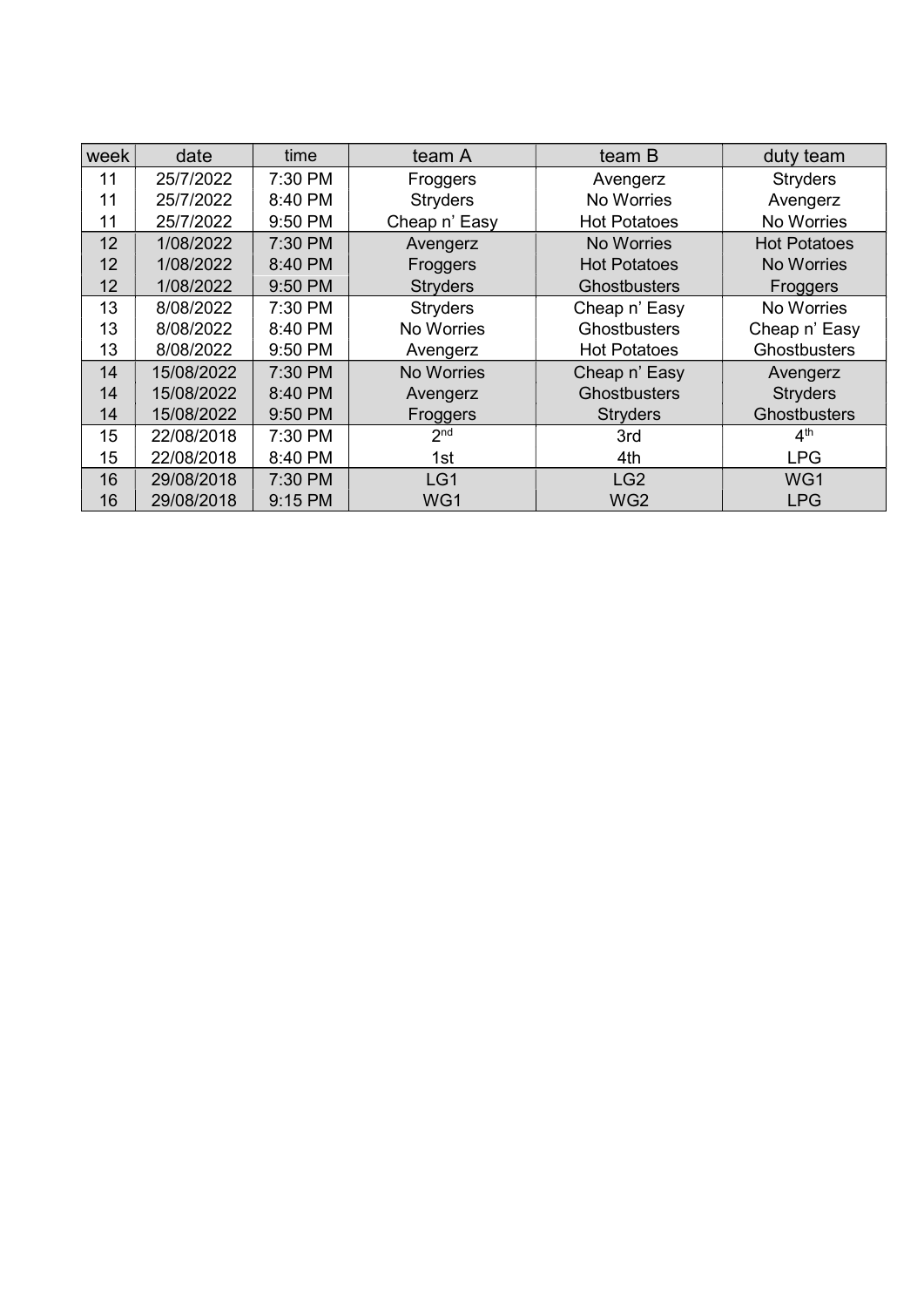| week | date | time | team A | team B | duty team |
|---|---|---|---|---|---|
| 11 | 25/7/2022 | 7:30 PM | Froggers | Avengerz | Stryders |
| 11 | 25/7/2022 | 8:40 PM | Stryders | No Worries | Avengerz |
| 11 | 25/7/2022 | 9:50 PM | Cheap n' Easy | Hot Potatoes | No Worries |
| 12 | 1/08/2022 | 7:30 PM | Avengerz | No Worries | Hot Potatoes |
| 12 | 1/08/2022 | 8:40 PM | Froggers | Hot Potatoes | No Worries |
| 12 | 1/08/2022 | 9:50 PM | Stryders | Ghostbusters | Froggers |
| 13 | 8/08/2022 | 7:30 PM | Stryders | Cheap n' Easy | No Worries |
| 13 | 8/08/2022 | 8:40 PM | No Worries | Ghostbusters | Cheap n' Easy |
| 13 | 8/08/2022 | 9:50 PM | Avengerz | Hot Potatoes | Ghostbusters |
| 14 | 15/08/2022 | 7:30 PM | No Worries | Cheap n' Easy | Avengerz |
| 14 | 15/08/2022 | 8:40 PM | Avengerz | Ghostbusters | Stryders |
| 14 | 15/08/2022 | 9:50 PM | Froggers | Stryders | Ghostbusters |
| 15 | 22/08/2018 | 7:30 PM | 2nd | 3rd | 4th |
| 15 | 22/08/2018 | 8:40 PM | 1st | 4th | LPG |
| 16 | 29/08/2018 | 7:30 PM | LG1 | LG2 | WG1 |
| 16 | 29/08/2018 | 9:15 PM | WG1 | WG2 | LPG |